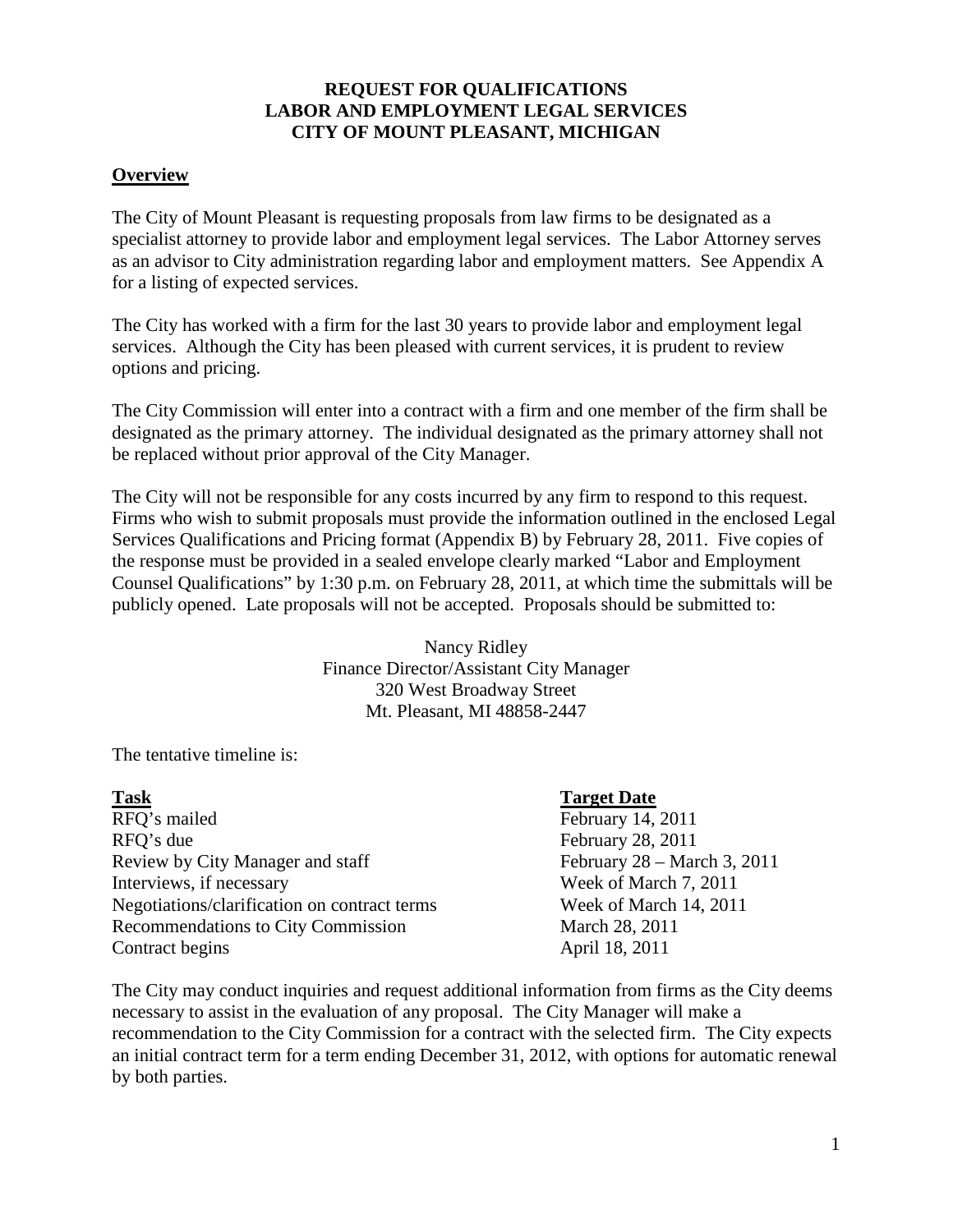# REQUEST FOR QUALIFICATIONS
# LABOR AND EMPLOYMENT LEGAL SERVICES
# CITY OF MOUNT PLEASANT, MICHIGAN

## Overview

The City of Mount Pleasant is requesting proposals from law firms to be designated as a specialist attorney to provide labor and employment legal services. The Labor Attorney serves as an advisor to City administration regarding labor and employment matters. See Appendix A for a listing of expected services.

The City has worked with a firm for the last 30 years to provide labor and employment legal services. Although the City has been pleased with current services, it is prudent to review options and pricing.

The City Commission will enter into a contract with a firm and one member of the firm shall be designated as the primary attorney. The individual designated as the primary attorney shall not be replaced without prior approval of the City Manager.

The City will not be responsible for any costs incurred by any firm to respond to this request. Firms who wish to submit proposals must provide the information outlined in the enclosed Legal Services Qualifications and Pricing format (Appendix B) by February 28, 2011. Five copies of the response must be provided in a sealed envelope clearly marked "Labor and Employment Counsel Qualifications" by 1:30 p.m. on February 28, 2011, at which time the submittals will be publicly opened. Late proposals will not be accepted. Proposals should be submitted to:

Nancy Ridley
Finance Director/Assistant City Manager
320 West Broadway Street
Mt. Pleasant, MI 48858-2447

The tentative timeline is:

| Task | Target Date |
|---|---|
| RFQ's mailed | February 14, 2011 |
| RFQ's due | February 28, 2011 |
| Review by City Manager and staff | February 28 – March 3, 2011 |
| Interviews, if necessary | Week of March 7, 2011 |
| Negotiations/clarification on contract terms | Week of March 14, 2011 |
| Recommendations to City Commission | March 28, 2011 |
| Contract begins | April 18, 2011 |

The City may conduct inquiries and request additional information from firms as the City deems necessary to assist in the evaluation of any proposal. The City Manager will make a recommendation to the City Commission for a contract with the selected firm. The City expects an initial contract term for a term ending December 31, 2012, with options for automatic renewal by both parties.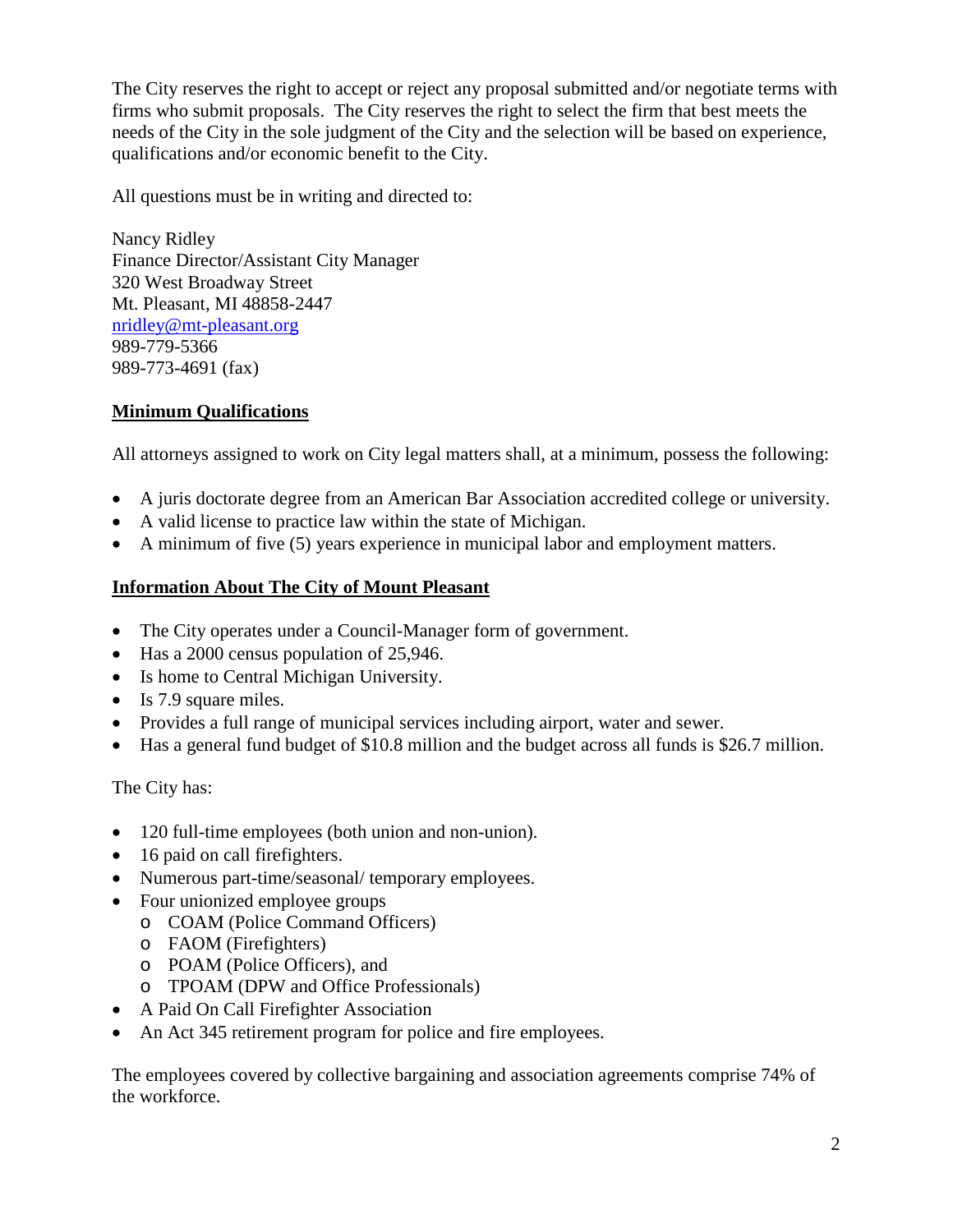The City reserves the right to accept or reject any proposal submitted and/or negotiate terms with firms who submit proposals. The City reserves the right to select the firm that best meets the needs of the City in the sole judgment of the City and the selection will be based on experience, qualifications and/or economic benefit to the City.

All questions must be in writing and directed to:

Nancy Ridley
Finance Director/Assistant City Manager
320 West Broadway Street
Mt. Pleasant, MI 48858-2447
nridley@mt-pleasant.org
989-779-5366
989-773-4691 (fax)

## Minimum Qualifications

All attorneys assigned to work on City legal matters shall, at a minimum, possess the following:

- A juris doctorate degree from an American Bar Association accredited college or university.
- A valid license to practice law within the state of Michigan.
- A minimum of five (5) years experience in municipal labor and employment matters.

## Information About The City of Mount Pleasant

- The City operates under a Council-Manager form of government.
- Has a 2000 census population of 25,946.
- Is home to Central Michigan University.
- Is 7.9 square miles.
- Provides a full range of municipal services including airport, water and sewer.
- Has a general fund budget of $10.8 million and the budget across all funds is $26.7 million.

The City has:

- 120 full-time employees (both union and non-union).
- 16 paid on call firefighters.
- Numerous part-time/seasonal/ temporary employees.
- Four unionized employee groups
  - COAM (Police Command Officers)
  - FAOM (Firefighters)
  - POAM (Police Officers), and
  - TPOAM (DPW and Office Professionals)
- A Paid On Call Firefighter Association
- An Act 345 retirement program for police and fire employees.

The employees covered by collective bargaining and association agreements comprise 74% of the workforce.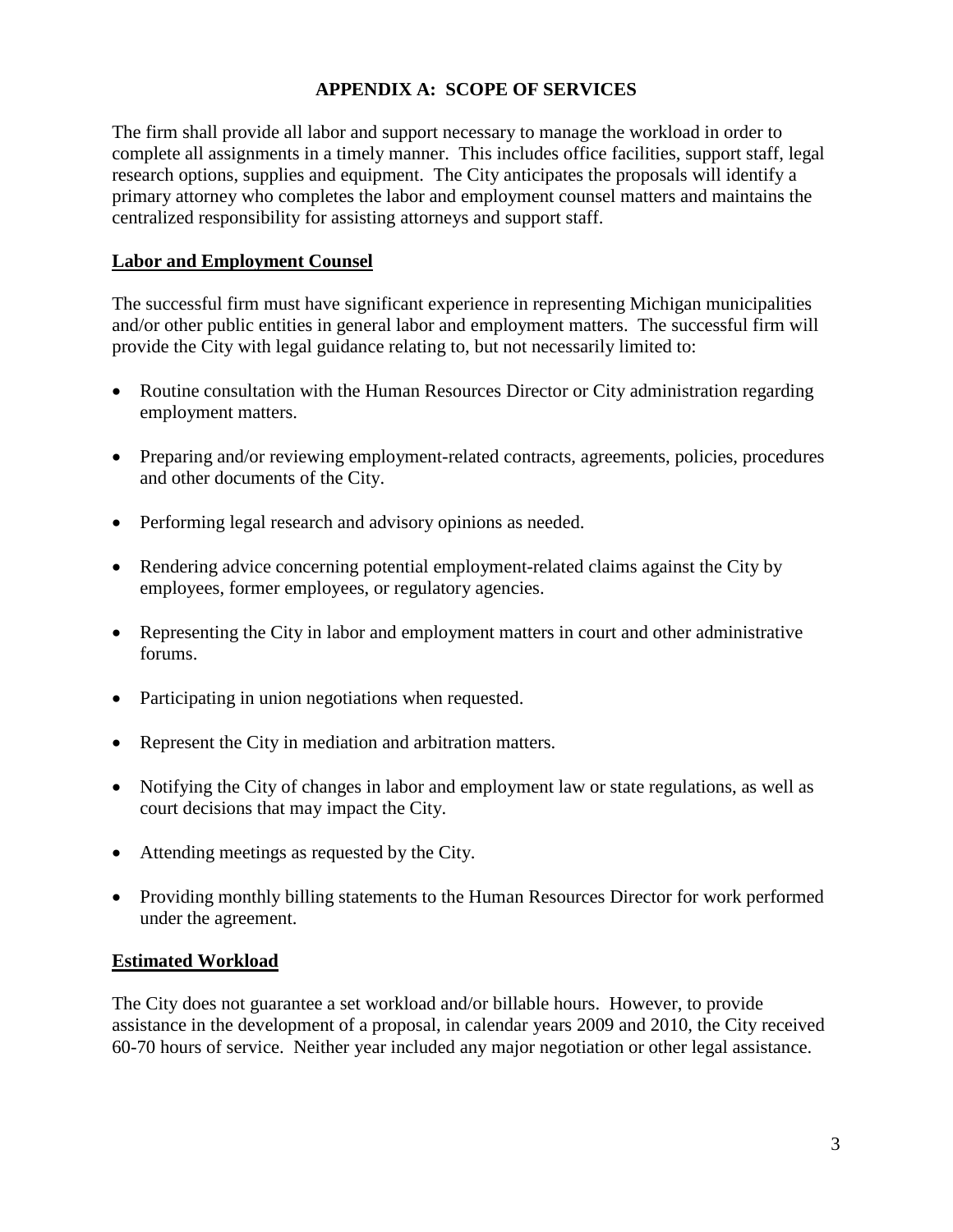# APPENDIX A: SCOPE OF SERVICES

The firm shall provide all labor and support necessary to manage the workload in order to complete all assignments in a timely manner. This includes office facilities, support staff, legal research options, supplies and equipment. The City anticipates the proposals will identify a primary attorney who completes the labor and employment counsel matters and maintains the centralized responsibility for assisting attorneys and support staff.

## Labor and Employment Counsel

The successful firm must have significant experience in representing Michigan municipalities and/or other public entities in general labor and employment matters. The successful firm will provide the City with legal guidance relating to, but not necessarily limited to:

- Routine consultation with the Human Resources Director or City administration regarding employment matters.
- Preparing and/or reviewing employment-related contracts, agreements, policies, procedures and other documents of the City.
- Performing legal research and advisory opinions as needed.
- Rendering advice concerning potential employment-related claims against the City by employees, former employees, or regulatory agencies.
- Representing the City in labor and employment matters in court and other administrative forums.
- Participating in union negotiations when requested.
- Represent the City in mediation and arbitration matters.
- Notifying the City of changes in labor and employment law or state regulations, as well as court decisions that may impact the City.
- Attending meetings as requested by the City.
- Providing monthly billing statements to the Human Resources Director for work performed under the agreement.

## Estimated Workload

The City does not guarantee a set workload and/or billable hours. However, to provide assistance in the development of a proposal, in calendar years 2009 and 2010, the City received 60-70 hours of service. Neither year included any major negotiation or other legal assistance.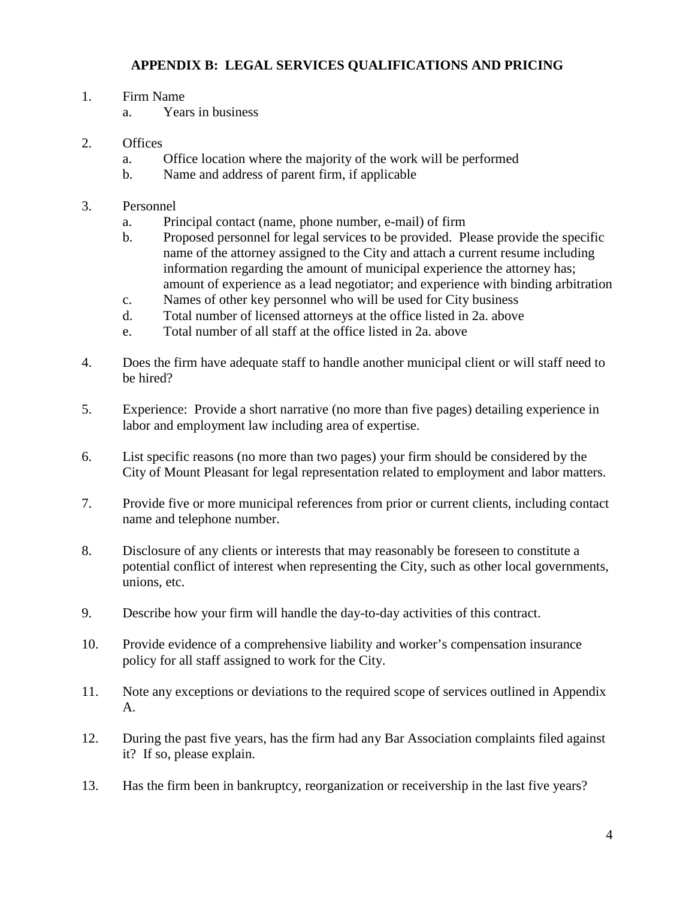## APPENDIX B: LEGAL SERVICES QUALIFICATIONS AND PRICING

1. Firm Name
   a. Years in business

2. Offices
   a. Office location where the majority of the work will be performed
   b. Name and address of parent firm, if applicable

3. Personnel
   a. Principal contact (name, phone number, e-mail) of firm
   b. Proposed personnel for legal services to be provided. Please provide the specific name of the attorney assigned to the City and attach a current resume including information regarding the amount of municipal experience the attorney has; amount of experience as a lead negotiator; and experience with binding arbitration
   c. Names of other key personnel who will be used for City business
   d. Total number of licensed attorneys at the office listed in 2a. above
   e. Total number of all staff at the office listed in 2a. above

4. Does the firm have adequate staff to handle another municipal client or will staff need to be hired?

5. Experience: Provide a short narrative (no more than five pages) detailing experience in labor and employment law including area of expertise.

6. List specific reasons (no more than two pages) your firm should be considered by the City of Mount Pleasant for legal representation related to employment and labor matters.

7. Provide five or more municipal references from prior or current clients, including contact name and telephone number.

8. Disclosure of any clients or interests that may reasonably be foreseen to constitute a potential conflict of interest when representing the City, such as other local governments, unions, etc.

9. Describe how your firm will handle the day-to-day activities of this contract.

10. Provide evidence of a comprehensive liability and worker's compensation insurance policy for all staff assigned to work for the City.

11. Note any exceptions or deviations to the required scope of services outlined in Appendix A.

12. During the past five years, has the firm had any Bar Association complaints filed against it? If so, please explain.

13. Has the firm been in bankruptcy, reorganization or receivership in the last five years?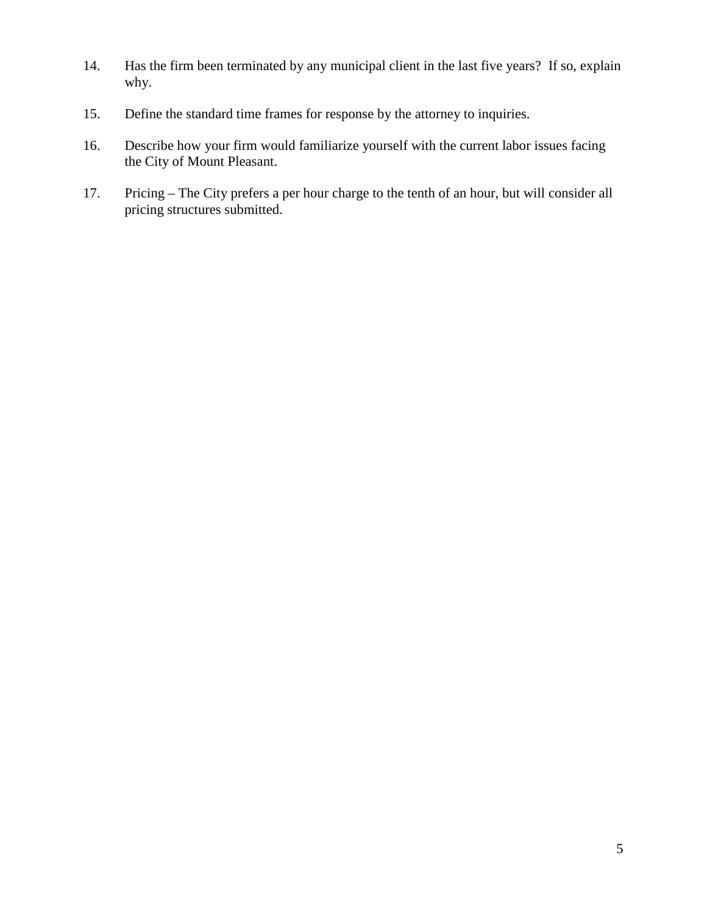14. Has the firm been terminated by any municipal client in the last five years? If so, explain why.

15. Define the standard time frames for response by the attorney to inquiries.

16. Describe how your firm would familiarize yourself with the current labor issues facing the City of Mount Pleasant.

17. Pricing – The City prefers a per hour charge to the tenth of an hour, but will consider all pricing structures submitted.